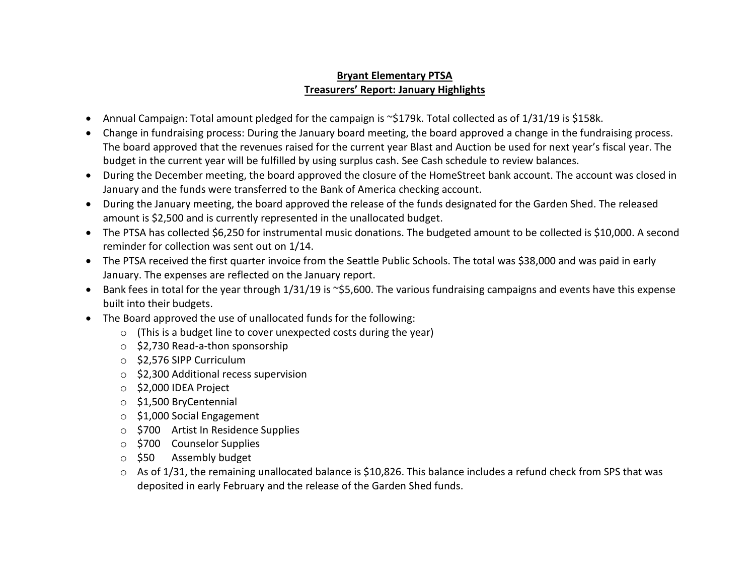**Bryant Elementary PTSA**

**Treasurers' Report: January Highlights**

- Annual Campaign: Total amount pledged for the campaign is ~$179k. Total collected as of 1/31/19 is $158k.
- Change in fundraising process: During the January board meeting, the board approved a change in the fundraising process. The board approved that the revenues raised for the current year Blast and Auction be used for next year's fiscal year. The budget in the current year will be fulfilled by using surplus cash. See Cash schedule to review balances.
- During the December meeting, the board approved the closure of the HomeStreet bank account. The account was closed in January and the funds were transferred to the Bank of America checking account.
- During the January meeting, the board approved the release of the funds designated for the Garden Shed. The released amount is $2,500 and is currently represented in the unallocated budget.
- The PTSA has collected $6,250 for instrumental music donations. The budgeted amount to be collected is $10,000. A second reminder for collection was sent out on 1/14.
- The PTSA received the first quarter invoice from the Seattle Public Schools. The total was $38,000 and was paid in early January. The expenses are reflected on the January report.
- Bank fees in total for the year through 1/31/19 is ~$5,600. The various fundraising campaigns and events have this expense built into their budgets.
- The Board approved the use of unallocated funds for the following:
  - (This is a budget line to cover unexpected costs during the year)
  - $2,730 Read-a-thon sponsorship
  - $2,576 SIPP Curriculum
  - $2,300 Additional recess supervision
  - $2,000 IDEA Project
  - $1,500 BryCentennial
  - $1,000 Social Engagement
  - $700 Artist In Residence Supplies
  - $700 Counselor Supplies
  - $50 Assembly budget
  - As of 1/31, the remaining unallocated balance is $10,826. This balance includes a refund check from SPS that was deposited in early February and the release of the Garden Shed funds.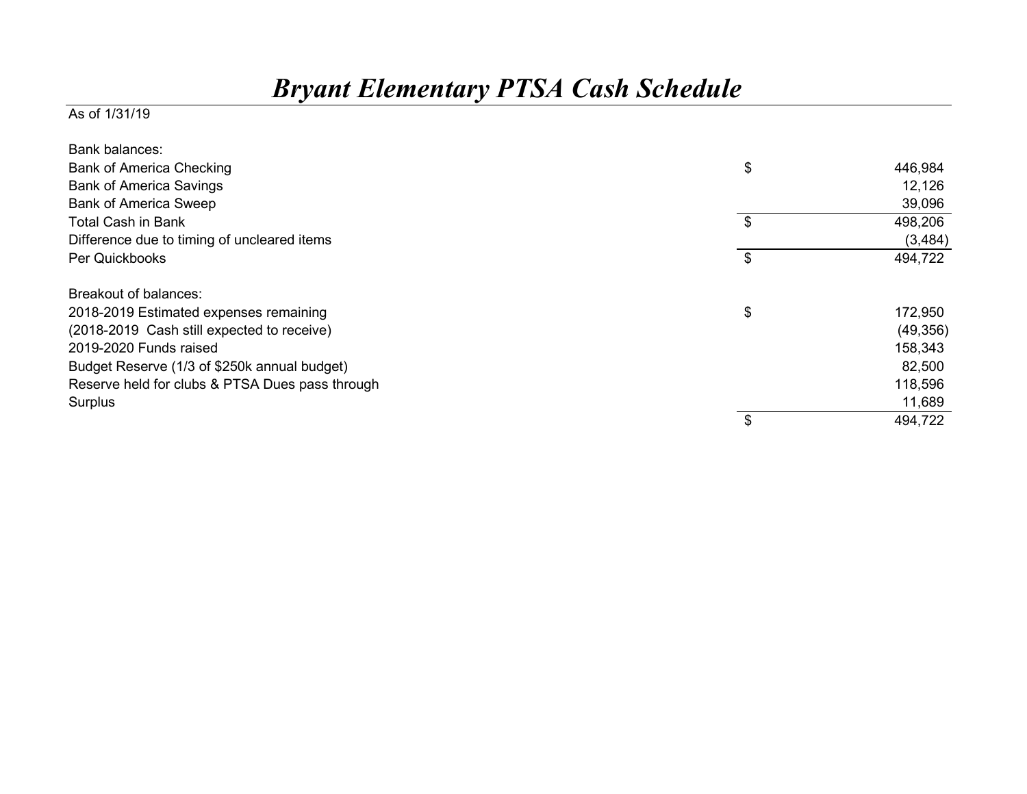# *Bryant Elementary PTSA Cash Schedule*

As of 1/31/19

| | | |
|---|---|---|
| Bank balances: | | |
| Bank of America Checking | $ | 446,984 |
| Bank of America Savings | | 12,126 |
| Bank of America Sweep | | 39,096 |
| Total Cash in Bank | $ | 498,206 |
| Difference due to timing of uncleared items | | (3,484) |
| Per Quickbooks | $ | 494,722 |
| | | |
| Breakout of balances: | | |
| 2018-2019 Estimated expenses remaining | $ | 172,950 |
| (2018-2019 Cash still expected to receive) | | (49,356) |
| 2019-2020 Funds raised | | 158,343 |
| Budget Reserve (1/3 of $250k annual budget) | | 82,500 |
| Reserve held for clubs & PTSA Dues pass through | | 118,596 |
| Surplus | | 11,689 |
| | $ | 494,722 |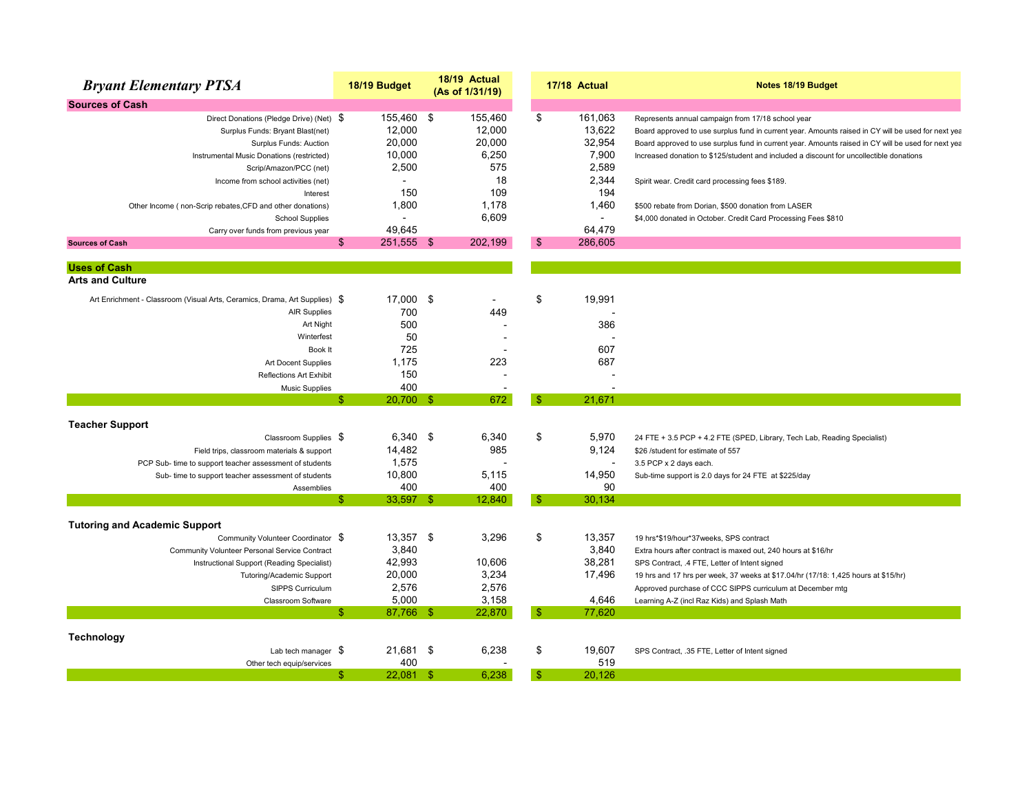| *Bryant Elementary PTSA* | 18/19 Budget | 18/19 Actual (As of 1/31/19) | 17/18 Actual | Notes 18/19 Budget |
|---|---|---|---|---|
| **Sources of Cash** | | | | |
| Direct Donations (Pledge Drive) (Net) | $ 155,460 | $ 155,460 | $ 161,063 | Represents annual campaign from 17/18 school year |
| Surplus Funds: Bryant Blast(net) | 12,000 | 12,000 | 13,622 | Board approved to use surplus fund in current year. Amounts raised in CY will be used for next yea |
| Surplus Funds: Auction | 20,000 | 20,000 | 32,954 | Board approved to use surplus fund in current year. Amounts raised in CY will be used for next yea |
| Instrumental Music Donations (restricted) | 10,000 | 6,250 | 7,900 | Increased donation to $125/student and included a discount for uncollectible donations |
| Scrip/Amazon/PCC (net) | 2,500 | 575 | 2,589 | |
| Income from school activities (net) | - | 18 | 2,344 | Spirit wear. Credit card processing fees $189. |
| Interest | 150 | 109 | 194 | |
| Other Income ( non-Scrip rebates,CFD and other donations) | 1,800 | 1,178 | 1,460 | $500 rebate from Dorian, $500 donation from LASER |
| School Supplies | - | 6,609 | - | $4,000 donated in October. Credit Card Processing Fees $810 |
| Carry over funds from previous year | 49,645 | | 64,479 | |
| **Sources of Cash** | $ 251,555 | $ 202,199 | $ 286,605 | |
| | | | | |
| **Uses of Cash** | | | | |
| **Arts and Culture** | | | | |
| Art Enrichment - Classroom (Visual Arts, Ceramics, Drama, Art Supplies) | $ 17,000 | $ - | $ 19,991 | |
| AIR Supplies | 700 | 449 | - | |
| Art Night | 500 | - | 386 | |
| Winterfest | 50 | - | - | |
| Book It | 725 | - | 607 | |
| Art Docent Supplies | 1,175 | 223 | 687 | |
| Reflections Art Exhibit | 150 | - | - | |
| Music Supplies | 400 | - | - | |
| | $ 20,700 | $ 672 | $ 21,671 | |
| | | | | |
| **Teacher Support** | | | | |
| Classroom Supplies | $ 6,340 | $ 6,340 | $ 5,970 | 24 FTE + 3.5 PCP + 4.2 FTE (SPED, Library, Tech Lab, Reading Specialist) |
| Field trips, classroom materials & support | 14,482 | 985 | 9,124 | $26 /student for estimate of 557 |
| PCP Sub- time to support teacher assessment of students | 1,575 | - | - | 3.5 PCP x 2 days each. |
| Sub- time to support teacher assessment of students | 10,800 | 5,115 | 14,950 | Sub-time support is 2.0 days for 24 FTE at $225/day |
| Assemblies | 400 | 400 | 90 | |
| | $ 33,597 | $ 12,840 | $ 30,134 | |
| | | | | |
| **Tutoring and Academic Support** | | | | |
| Community Volunteer Coordinator | $ 13,357 | $ 3,296 | $ 13,357 | 19 hrs*$19/hour*37weeks, SPS contract |
| Community Volunteer Personal Service Contract | 3,840 | | 3,840 | Extra hours after contract is maxed out, 240 hours at $16/hr |
| Instructional Support (Reading Specialist) | 42,993 | 10,606 | 38,281 | SPS Contract, .4 FTE, Letter of Intent signed |
| Tutoring/Academic Support | 20,000 | 3,234 | 17,496 | 19 hrs and 17 hrs per week, 37 weeks at $17.04/hr (17/18: 1,425 hours at $15/hr) |
| SIPPS Curriculum | 2,576 | 2,576 | | Approved purchase of CCC SIPPS curriculum at December mtg |
| Classroom Software | 5,000 | 3,158 | 4,646 | Learning A-Z (incl Raz Kids) and Splash Math |
| | $ 87,766 | $ 22,870 | $ 77,620 | |
| | | | | |
| **Technology** | | | | |
| Lab tech manager | $ 21,681 | $ 6,238 | $ 19,607 | SPS Contract, .35 FTE, Letter of Intent signed |
| Other tech equip/services | 400 | - | 519 | |
| | $ 22,081 | $ 6,238 | $ 20,126 | |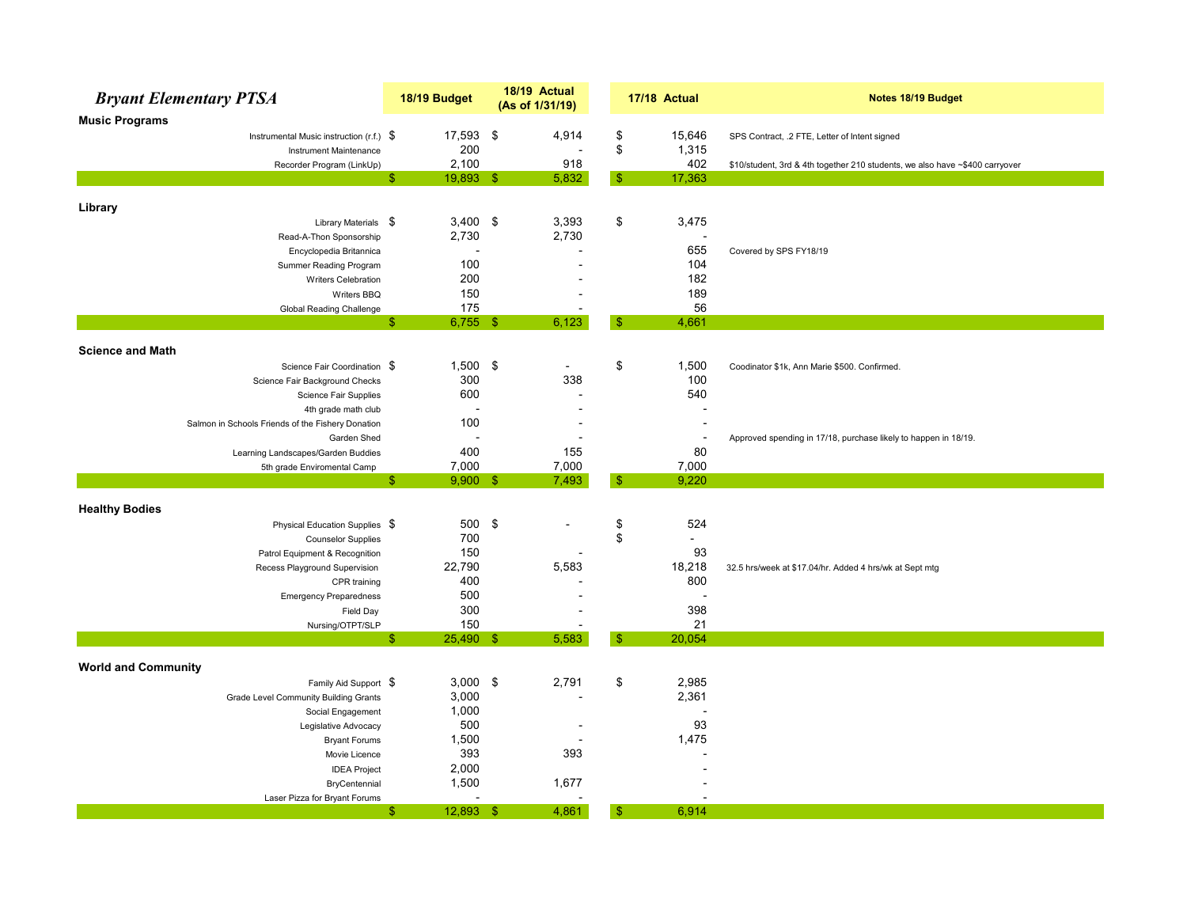# *Bryant Elementary PTSA*

| | 18/19 Budget | 18/19 Actual (As of 1/31/19) | 17/18 Actual | Notes 18/19 Budget |
|---|---|---|---|---|
| **Music Programs** | | | | |
| Instrumental Music instruction (r.f.) | $ 17,593 | $ 4,914 | $ 15,646 | SPS Contract, .2 FTE, Letter of Intent signed |
| Instrument Maintenance | 200 | - | $ 1,315 | |
| Recorder Program (LinkUp) | 2,100 | 918 | 402 | $10/student, 3rd & 4th together 210 students, we also have ~$400 carryover |
| | $ 19,893 | $ 5,832 | $ 17,363 | |
| **Library** | | | | |
| Library Materials | $ 3,400 | $ 3,393 | $ 3,475 | |
| Read-A-Thon Sponsorship | 2,730 | 2,730 | - | |
| Encyclopedia Britannica | - | - | 655 | Covered by SPS FY18/19 |
| Summer Reading Program | 100 | - | 104 | |
| Writers Celebration | 200 | - | 182 | |
| Writers BBQ | 150 | - | 189 | |
| Global Reading Challenge | 175 | - | 56 | |
| | $ 6,755 | $ 6,123 | $ 4,661 | |
| **Science and Math** | | | | |
| Science Fair Coordination | $ 1,500 | $ - | $ 1,500 | Coodinator $1k, Ann Marie $500. Confirmed. |
| Science Fair Background Checks | 300 | 338 | 100 | |
| Science Fair Supplies | 600 | - | 540 | |
| 4th grade math club | - | - | - | |
| Salmon in Schools Friends of the Fishery Donation | 100 | - | - | |
| Garden Shed | - | - | - | Approved spending in 17/18, purchase likely to happen in 18/19. |
| Learning Landscapes/Garden Buddies | 400 | 155 | 80 | |
| 5th grade Enviromental Camp | 7,000 | 7,000 | 7,000 | |
| | $ 9,900 | $ 7,493 | $ 9,220 | |
| **Healthy Bodies** | | | | |
| Physical Education Supplies | $ 500 | $ - | $ 524 | |
| Counselor Supplies | 700 | | $ - | |
| Patrol Equipment & Recognition | 150 | - | 93 | |
| Recess Playground Supervision | 22,790 | 5,583 | 18,218 | 32.5 hrs/week at $17.04/hr. Added 4 hrs/wk at Sept mtg |
| CPR training | 400 | - | 800 | |
| Emergency Preparedness | 500 | - | - | |
| Field Day | 300 | - | 398 | |
| Nursing/OTPT/SLP | 150 | - | 21 | |
| | $ 25,490 | $ 5,583 | $ 20,054 | |
| **World and Community** | | | | |
| Family Aid Support | $ 3,000 | $ 2,791 | $ 2,985 | |
| Grade Level Community Building Grants | 3,000 | - | 2,361 | |
| Social Engagement | 1,000 | | - | |
| Legislative Advocacy | 500 | - | 93 | |
| Bryant Forums | 1,500 | - | 1,475 | |
| Movie Licence | 393 | 393 | - | |
| IDEA Project | 2,000 | | - | |
| BryCentennial | 1,500 | 1,677 | - | |
| Laser Pizza for Bryant Forums | - | - | - | |
| | $ 12,893 | $ 4,861 | $ 6,914 | |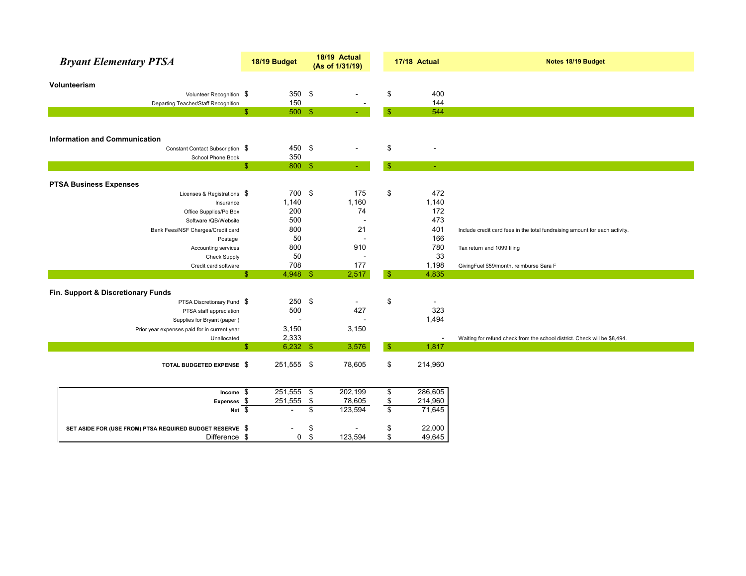# *Bryant Elementary PTSA*

| | 18/19 Budget | 18/19 Actual (As of 1/31/19) | 17/18 Actual | Notes 18/19 Budget |
|---|---|---|---|---|
| **Volunteerism** | | | | |
| Volunteer Recognition | $ 350 | $ - | $ 400 | |
| Departing Teacher/Staff Recognition | 150 | - | 144 | |
| | $ 500 | $ - | $ 544 | |
| **Information and Communication** | | | | |
| Constant Contact Subscription | $ 450 | $ - | $ - | |
| School Phone Book | 350 | | | |
| | $ 800 | $ - | $ - | |
| **PTSA Business Expenses** | | | | |
| Licenses & Registrations | $ 700 | $ 175 | $ 472 | |
| Insurance | 1,140 | 1,160 | 1,140 | |
| Office Supplies/Po Box | 200 | 74 | 172 | |
| Software /QB/Website | 500 | - | 473 | |
| Bank Fees/NSF Charges/Credit card | 800 | 21 | 401 | Include credit card fees in the total fundraising amount for each activity. |
| Postage | 50 | - | 166 | |
| Accounting services | 800 | 910 | 780 | Tax return and 1099 filing |
| Check Supply | 50 | - | 33 | |
| Credit card software | 708 | 177 | 1,198 | GivingFuel $59/month, reimburse Sara F |
| | $ 4,948 | $ 2,517 | $ 4,835 | |
| **Fin. Support & Discretionary Funds** | | | | |
| PTSA Discretionary Fund | $ 250 | $ - | $ - | |
| PTSA staff appreciation | 500 | 427 | 323 | |
| Supplies for Bryant (paper ) | - | - | 1,494 | |
| Prior year expenses paid for in current year | 3,150 | 3,150 | | |
| Unallocated | 2,333 | | - | Waiting for refund check from the school district. Check will be $8,494. |
| | $ 6,232 | $ 3,576 | $ 1,817 | |
| **TOTAL BUDGETED EXPENSE** | $ 251,555 | $ 78,605 | $ 214,960 | |

| | 18/19 Budget | 18/19 Actual (As of 1/31/19) | 17/18 Actual |
|---|---|---|---|
| **Income** | $ 251,555 | $ 202,199 | $ 286,605 |
| **Expenses** | $ 251,555 | $ 78,605 | $ 214,960 |
| **Net** | $ - | $ 123,594 | $ 71,645 |
| **SET ASIDE FOR (USE FROM) PTSA REQUIRED BUDGET RESERVE** | $ - | $ - | $ 22,000 |
| Difference | $ 0 | $ 123,594 | $ 49,645 |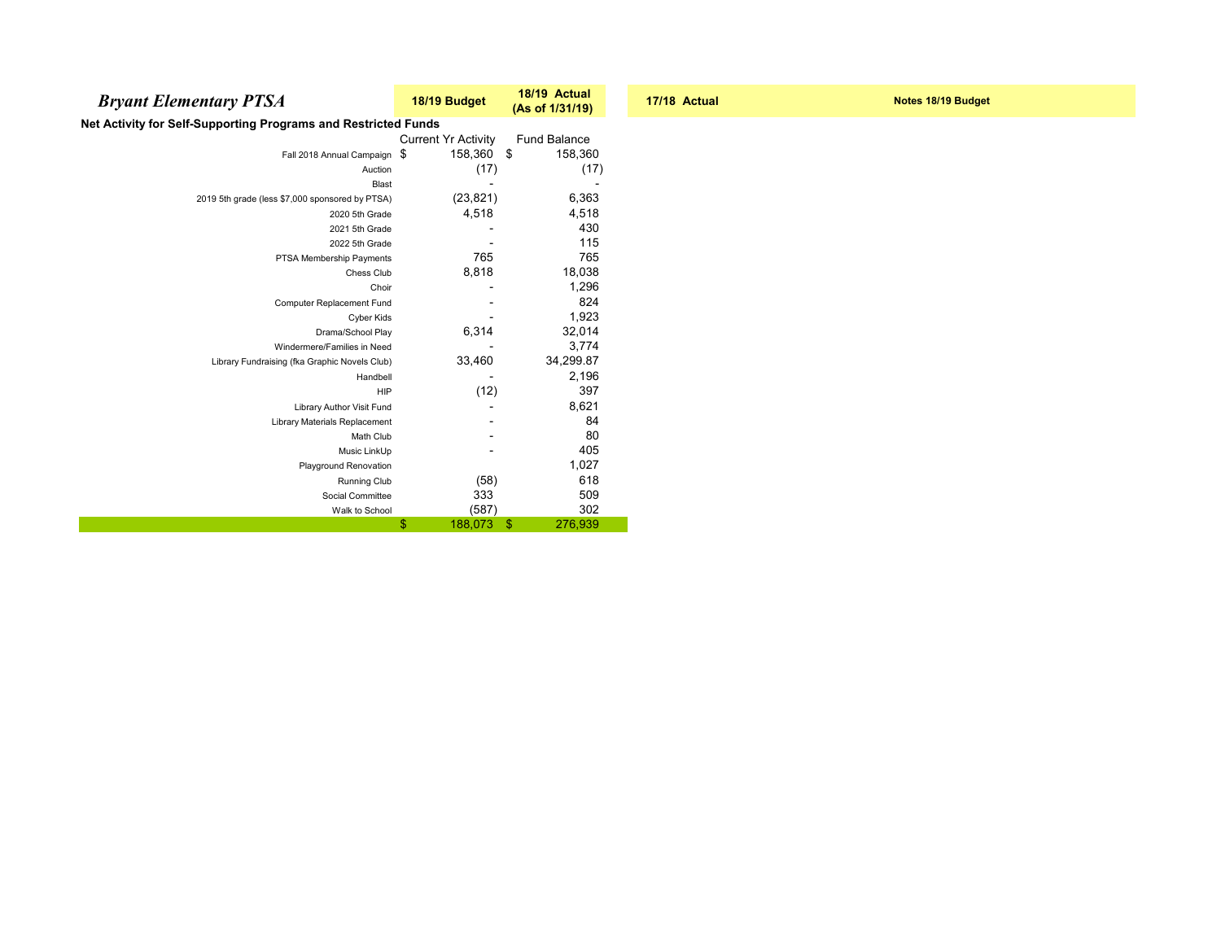# *Bryant Elementary PTSA*

| | 18/19 Budget | 18/19 Actual (As of 1/31/19) | 17/18 Actual | Notes 18/19 Budget |
|---|---|---|---|---|

**Net Activity for Self-Supporting Programs and Restricted Funds**

| | Current Yr Activity | Fund Balance |
|---|---|---|
| Fall 2018 Annual Campaign | $ 158,360 | $ 158,360 |
| Auction | (17) | (17) |
| Blast | - | - |
| 2019 5th grade (less $7,000 sponsored by PTSA) | (23,821) | 6,363 |
| 2020 5th Grade | 4,518 | 4,518 |
| 2021 5th Grade | - | 430 |
| 2022 5th Grade | - | 115 |
| PTSA Membership Payments | 765 | 765 |
| Chess Club | 8,818 | 18,038 |
| Choir | - | 1,296 |
| Computer Replacement Fund | - | 824 |
| Cyber Kids | - | 1,923 |
| Drama/School Play | 6,314 | 32,014 |
| Windermere/Families in Need | - | 3,774 |
| Library Fundraising (fka Graphic Novels Club) | 33,460 | 34,299.87 |
| Handbell | - | 2,196 |
| HIP | (12) | 397 |
| Library Author Visit Fund | - | 8,621 |
| Library Materials Replacement | - | 84 |
| Math Club | - | 80 |
| Music LinkUp | - | 405 |
| Playground Renovation | | 1,027 |
| Running Club | (58) | 618 |
| Social Committee | 333 | 509 |
| Walk to School | (587) | 302 |
| | $ 188,073 | $ 276,939 |